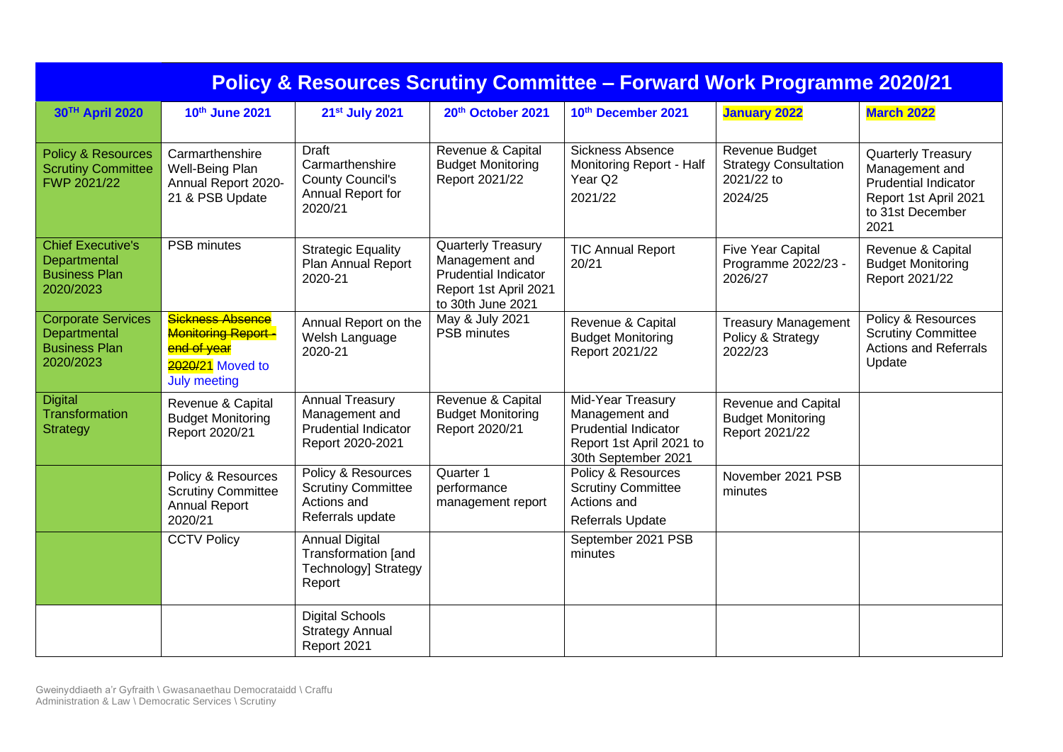# Policy & Resources Scrutiny Committee – Forward Work Programme 2020/21

| 30TH April 2020 | 10th June 2021 | 21st July 2021 | 20th October 2021 | 10th December 2021 | January 2022 | March 2022 |
|---|---|---|---|---|---|---|
| Policy & Resources Scrutiny Committee FWP 2021/22 | Carmarthenshire Well-Being Plan Annual Report 2020-21 & PSB Update | Draft Carmarthenshire County Council's Annual Report for 2020/21 | Revenue & Capital Budget Monitoring Report 2021/22 | Sickness Absence Monitoring Report - Half Year Q2 2021/22 | Revenue Budget Strategy Consultation 2021/22 to 2024/25 | Quarterly Treasury Management and Prudential Indicator Report 1st April 2021 to 31st December 2021 |
| Chief Executive's Departmental Business Plan 2020/2023 | PSB minutes | Strategic Equality Plan Annual Report 2020-21 | Quarterly Treasury Management and Prudential Indicator Report 1st April 2021 to 30th June 2021 | TIC Annual Report 20/21 | Five Year Capital Programme 2022/23 - 2026/27 | Revenue & Capital Budget Monitoring Report 2021/22 |
| Corporate Services Departmental Business Plan 2020/2023 | ~~Sickness Absence Monitoring Report - end of year~~ 2020/21 Moved to July meeting | Annual Report on the Welsh Language 2020-21 | May & July 2021 PSB minutes | Revenue & Capital Budget Monitoring Report 2021/22 | Treasury Management Policy & Strategy 2022/23 | Policy & Resources Scrutiny Committee Actions and Referrals Update |
| Digital Transformation Strategy | Revenue & Capital Budget Monitoring Report 2020/21 | Annual Treasury Management and Prudential Indicator Report 2020-2021 | Revenue & Capital Budget Monitoring Report 2020/21 | Mid-Year Treasury Management and Prudential Indicator Report 1st April 2021 to 30th September 2021 | Revenue and Capital Budget Monitoring Report 2021/22 | |
| | Policy & Resources Scrutiny Committee Annual Report 2020/21 | Policy & Resources Scrutiny Committee Actions and Referrals update | Quarter 1 performance management report | Policy & Resources Scrutiny Committee Actions and Referrals Update | November 2021 PSB minutes | |
| | CCTV Policy | Annual Digital Transformation [and Technology] Strategy Report | | September 2021 PSB minutes | | |
| | | Digital Schools Strategy Annual Report 2021 | | | | |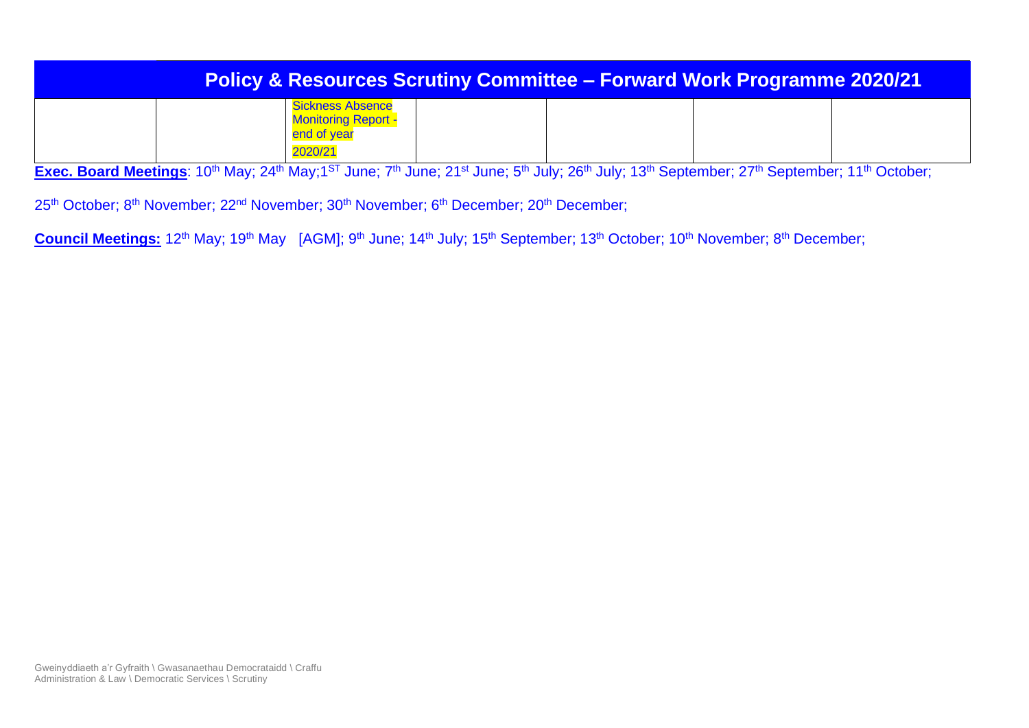# Policy & Resources Scrutiny Committee – Forward Work Programme 2020/21

| | | | | | | |
|---|---|---|---|---|---|---|
| | | Sickness Absence Monitoring Report - end of year 2020/21 | | | | |

**Exec. Board Meetings**: 10th May; 24th May;1ST June; 7th June; 21st June; 5th July; 26th July; 13th September; 27th September; 11th October; 25th October; 8th November; 22nd November; 30th November; 6th December; 20th December;

**Council Meetings:** 12th May; 19th May [AGM]; 9th June; 14th July; 15th September; 13th October; 10th November; 8th December;

Gweinyddiaeth a'r Gyfraith \ Gwasanaethau Democrataidd \ Craffu
Administration & Law \ Democratic Services \ Scrutiny